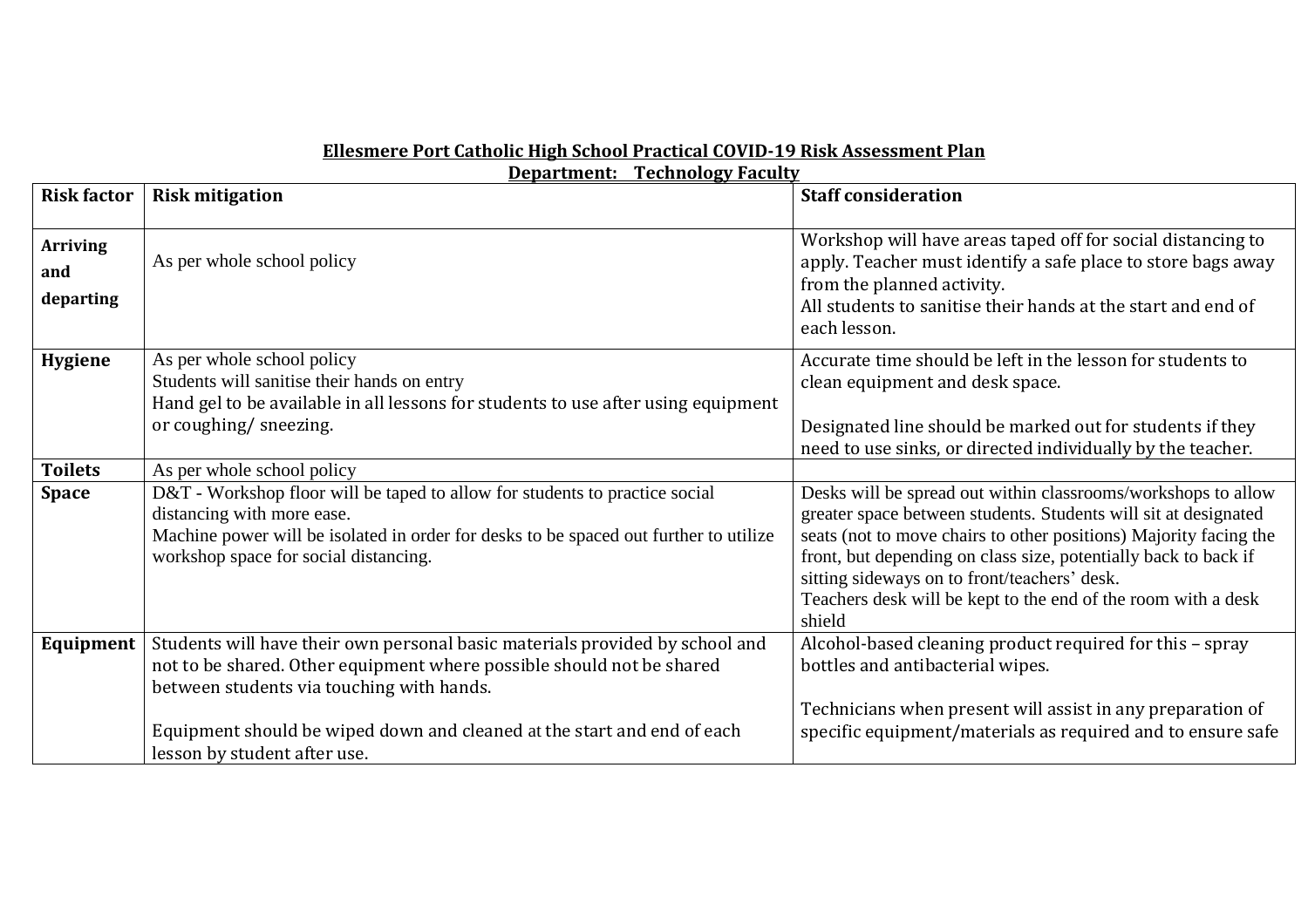**Ellesmere Port Catholic High School Practical COVID-19 Risk Assessment Plan**

**Department: Technology Faculty**

| Risk factor | Risk mitigation | Staff consideration |
|---|---|---|
| **Arriving and departing** | As per whole school policy | Workshop will have areas taped off for social distancing to apply. Teacher must identify a safe place to store bags away from the planned activity.<br>All students to sanitise their hands at the start and end of each lesson. |
| **Hygiene** | As per whole school policy<br>Students will sanitise their hands on entry<br>Hand gel to be available in all lessons for students to use after using equipment or coughing/ sneezing. | Accurate time should be left in the lesson for students to clean equipment and desk space.<br><br>Designated line should be marked out for students if they need to use sinks, or directed individually by the teacher. |
| **Toilets** | As per whole school policy | |
| **Space** | D&T - Workshop floor will be taped to allow for students to practice social distancing with more ease.<br>Machine power will be isolated in order for desks to be spaced out further to utilize workshop space for social distancing. | Desks will be spread out within classrooms/workshops to allow greater space between students. Students will sit at designated seats (not to move chairs to other positions) Majority facing the front, but depending on class size, potentially back to back if sitting sideways on to front/teachers' desk.<br>Teachers desk will be kept to the end of the room with a desk shield |
| **Equipment** | Students will have their own personal basic materials provided by school and not to be shared. Other equipment where possible should not be shared between students via touching with hands.<br><br>Equipment should be wiped down and cleaned at the start and end of each lesson by student after use. | Alcohol-based cleaning product required for this – spray bottles and antibacterial wipes.<br><br>Technicians when present will assist in any preparation of specific equipment/materials as required and to ensure safe |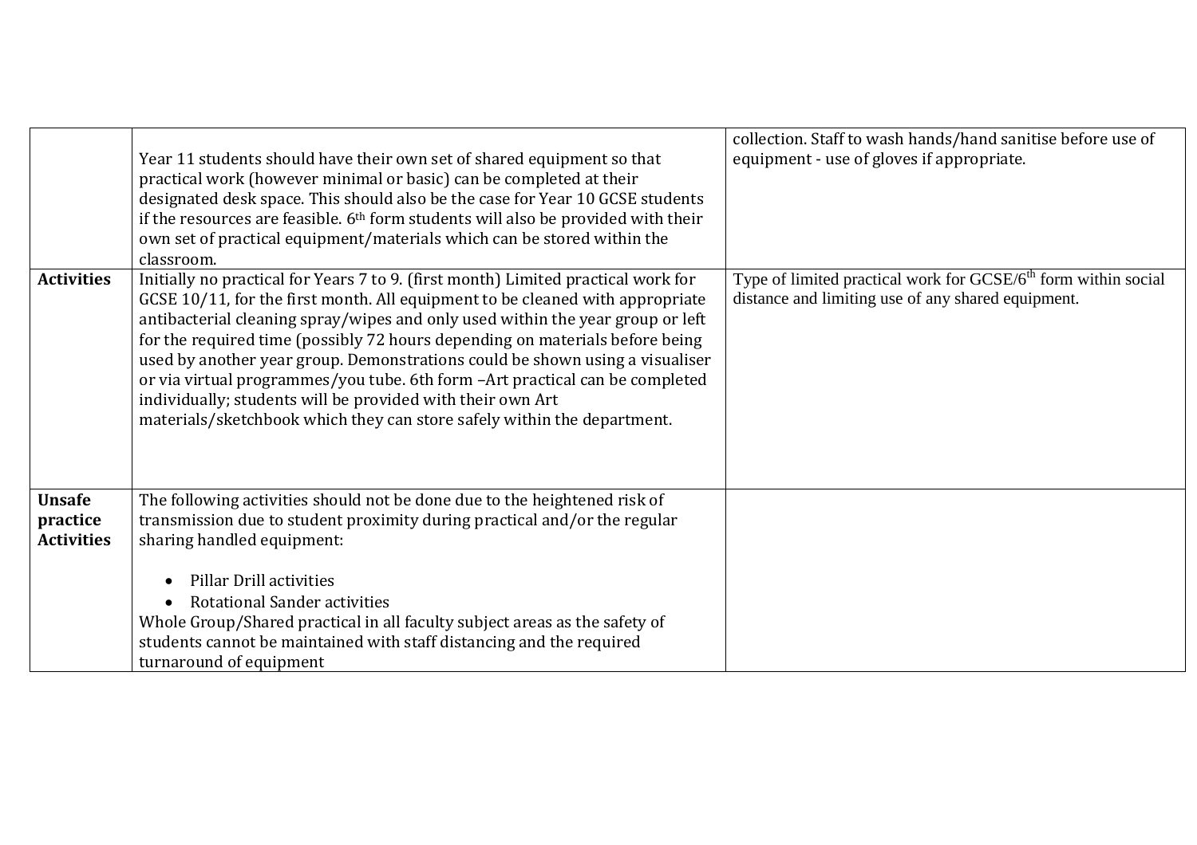| | | |
|---|---|---|
| | Year 11 students should have their own set of shared equipment so that practical work (however minimal or basic) can be completed at their designated desk space. This should also be the case for Year 10 GCSE students if the resources are feasible. 6th form students will also be provided with their own set of practical equipment/materials which can be stored within the classroom. | collection. Staff to wash hands/hand sanitise before use of equipment - use of gloves if appropriate. |
| **Activities** | Initially no practical for Years 7 to 9. (first month) Limited practical work for GCSE 10/11, for the first month. All equipment to be cleaned with appropriate antibacterial cleaning spray/wipes and only used within the year group or left for the required time (possibly 72 hours depending on materials before being used by another year group. Demonstrations could be shown using a visualiser or via virtual programmes/you tube. 6th form –Art practical can be completed individually; students will be provided with their own Art materials/sketchbook which they can store safely within the department. | Type of limited practical work for GCSE/6th form within social distance and limiting use of any shared equipment. |
| **Unsafe practice Activities** | The following activities should not be done due to the heightened risk of transmission due to student proximity during practical and/or the regular sharing handled equipment:<br><br>• Pillar Drill activities<br>• Rotational Sander activities<br><br>Whole Group/Shared practical in all faculty subject areas as the safety of students cannot be maintained with staff distancing and the required turnaround of equipment | |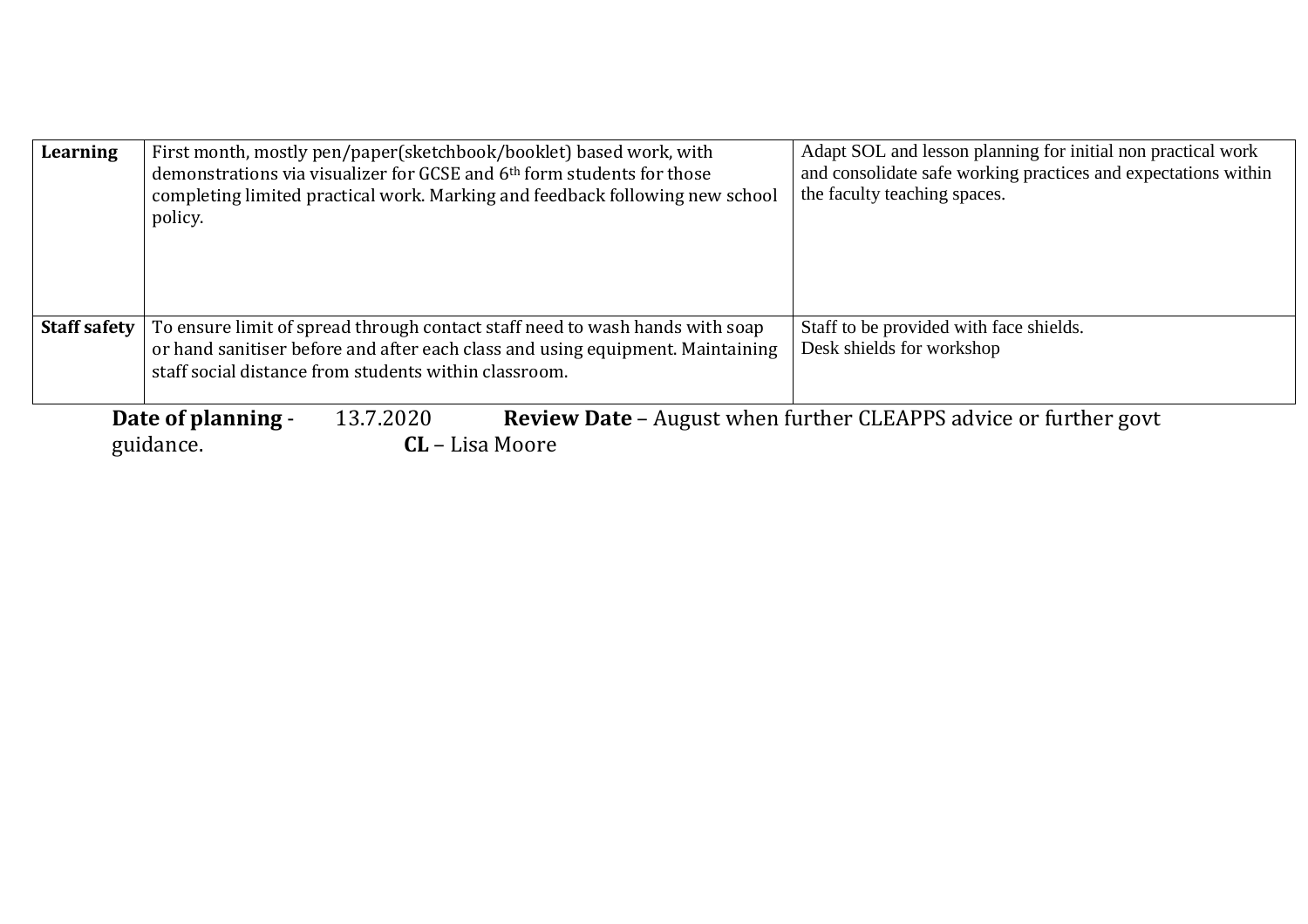| | | |
|---|---|---|
| **Learning** | First month, mostly pen/paper(sketchbook/booklet) based work, with demonstrations via visualizer for GCSE and 6th form students for those completing limited practical work. Marking and feedback following new school policy. | Adapt SOL and lesson planning for initial non practical work and consolidate safe working practices and expectations within the faculty teaching spaces. |
| **Staff safety** | To ensure limit of spread through contact staff need to wash hands with soap or hand sanitiser before and after each class and using equipment. Maintaining staff social distance from students within classroom. | Staff to be provided with face shields.<br>Desk shields for workshop |

**Date of planning** - 13.7.2020 **Review Date** – August when further CLEAPPS advice or further govt guidance. **CL** – Lisa Moore